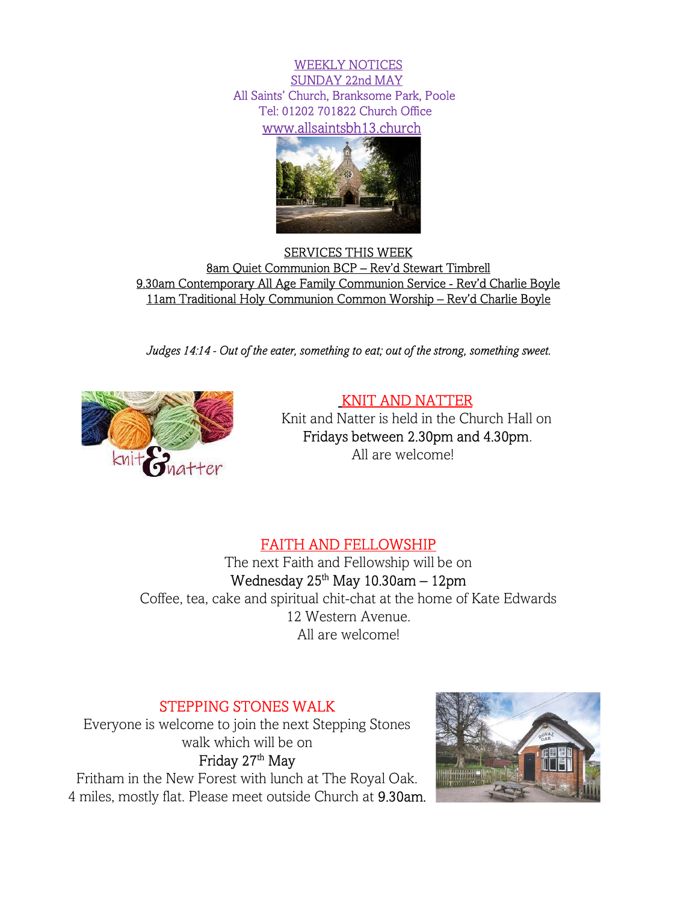WEEKLY NOTICES
SUNDAY 22nd MAY
All Saints' Church, Branksome Park, Poole
Tel: 01202 701822 Church Office
www.allsaintsbh13.church

## SERVICES THIS WEEK

8am Quiet Communion BCP – Rev'd Stewart Timbrell
9.30am Contemporary All Age Family Communion Service - Rev'd Charlie Boyle
11am Traditional Holy Communion Common Worship – Rev'd Charlie Boyle

*Judges 14:14 - Out of the eater, something to eat; out of the strong, something sweet.*

## KNIT AND NATTER

Knit and Natter is held in the Church Hall on
Fridays between 2.30pm and 4.30pm.
All are welcome!

## FAITH AND FELLOWSHIP

The next Faith and Fellowship will be on
Wednesday 25th May 10.30am – 12pm
Coffee, tea, cake and spiritual chit-chat at the home of Kate Edwards
12 Western Avenue.
All are welcome!

## STEPPING STONES WALK

Everyone is welcome to join the next Stepping Stones walk which will be on
Friday 27th May
Fritham in the New Forest with lunch at The Royal Oak.
4 miles, mostly flat. Please meet outside Church at 9.30am.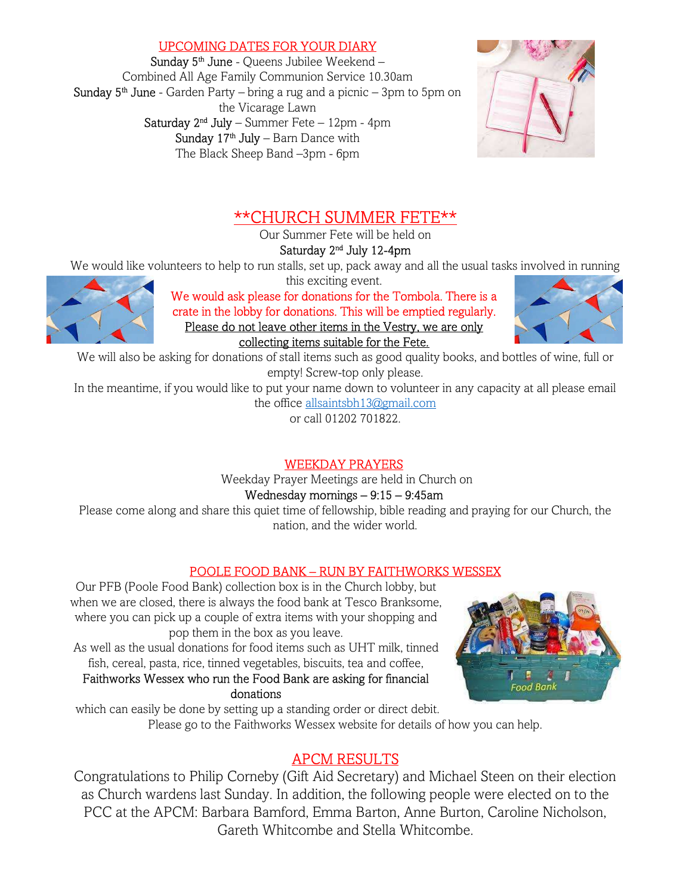## UPCOMING DATES FOR YOUR DIARY

**Sunday 5th June** - Queens Jubilee Weekend –
Combined All Age Family Communion Service 10.30am

**Sunday 5th June** - Garden Party – bring a rug and a picnic – 3pm to 5pm on the Vicarage Lawn

**Saturday 2nd July** – Summer Fete – 12pm - 4pm

**Sunday 17th July** – Barn Dance with
The Black Sheep Band –3pm - 6pm

## **CHURCH SUMMER FETE**

Our Summer Fete will be held on
**Saturday 2nd July 12-4pm**

We would like volunteers to help to run stalls, set up, pack away and all the usual tasks involved in running this exciting event.

We would ask please for donations for the Tombola. There is a crate in the lobby for donations. This will be emptied regularly.

Please do not leave other items in the Vestry, we are only collecting items suitable for the Fete.

We will also be asking for donations of stall items such as good quality books, and bottles of wine, full or empty! Screw-top only please.

In the meantime, if you would like to put your name down to volunteer in any capacity at all please email the office allsaintsbh13@gmail.com
or call 01202 701822.

## WEEKDAY PRAYERS

Weekday Prayer Meetings are held in Church on
**Wednesday mornings – 9:15 – 9:45am**

Please come along and share this quiet time of fellowship, bible reading and praying for our Church, the nation, and the wider world.

## POOLE FOOD BANK – RUN BY FAITHWORKS WESSEX

Our PFB (Poole Food Bank) collection box is in the Church lobby, but when we are closed, there is always the food bank at Tesco Branksome, where you can pick up a couple of extra items with your shopping and pop them in the box as you leave.

As well as the usual donations for food items such as UHT milk, tinned fish, cereal, pasta, rice, tinned vegetables, biscuits, tea and coffee, **Faithworks Wessex who run the Food Bank are asking for financial donations** which can easily be done by setting up a standing order or direct debit.

Please go to the Faithworks Wessex website for details of how you can help.

## APCM RESULTS

Congratulations to Philip Corneby (Gift Aid Secretary) and Michael Steen on their election as Church wardens last Sunday. In addition, the following people were elected on to the PCC at the APCM: Barbara Bamford, Emma Barton, Anne Burton, Caroline Nicholson, Gareth Whitcombe and Stella Whitcombe.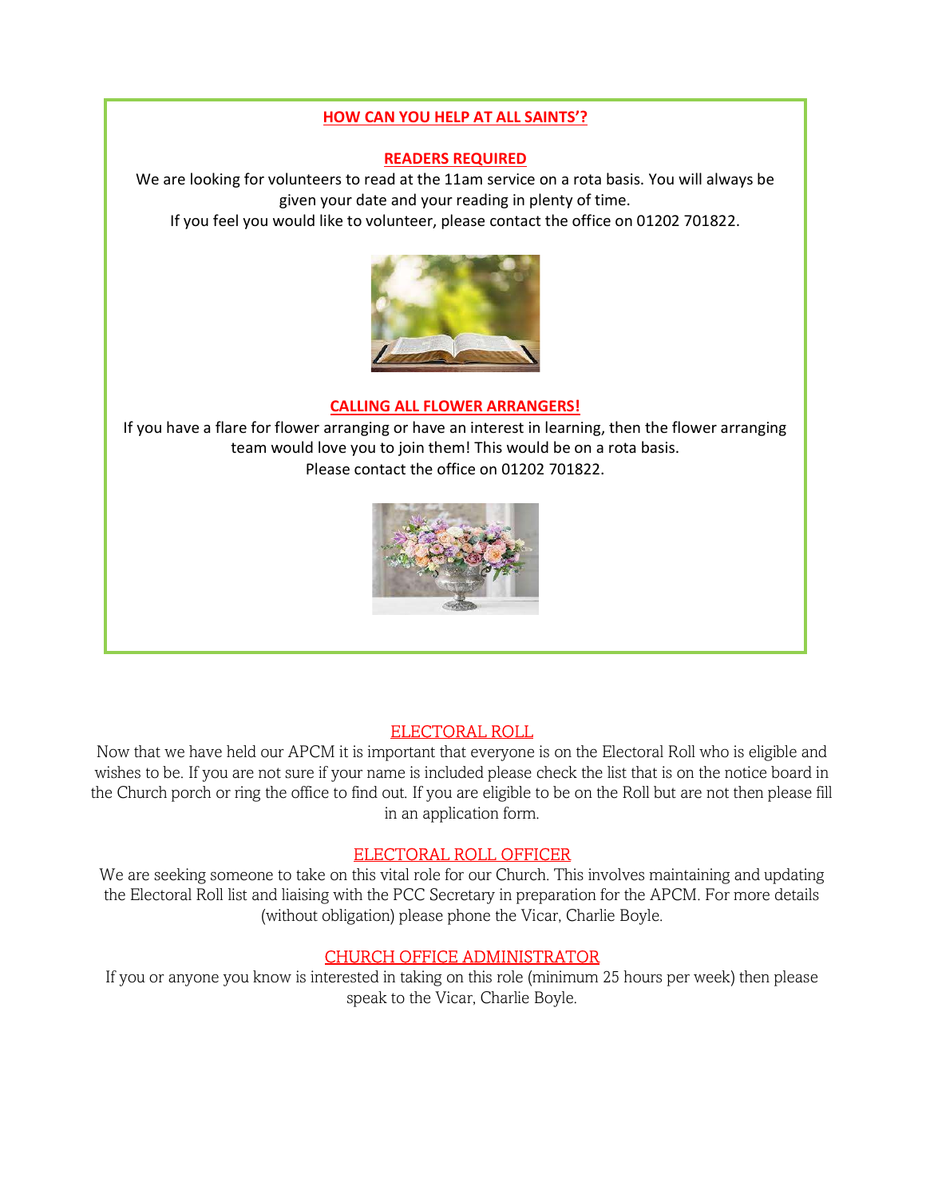## HOW CAN YOU HELP AT ALL SAINTS'?

### READERS REQUIRED

We are looking for volunteers to read at the 11am service on a rota basis. You will always be given your date and your reading in plenty of time.

If you feel you would like to volunteer, please contact the office on 01202 701822.

### CALLING ALL FLOWER ARRANGERS!

If you have a flare for flower arranging or have an interest in learning, then the flower arranging team would love you to join them! This would be on a rota basis.

Please contact the office on 01202 701822.

### ELECTORAL ROLL

Now that we have held our APCM it is important that everyone is on the Electoral Roll who is eligible and wishes to be. If you are not sure if your name is included please check the list that is on the notice board in the Church porch or ring the office to find out. If you are eligible to be on the Roll but are not then please fill in an application form.

### ELECTORAL ROLL OFFICER

We are seeking someone to take on this vital role for our Church. This involves maintaining and updating the Electoral Roll list and liaising with the PCC Secretary in preparation for the APCM. For more details (without obligation) please phone the Vicar, Charlie Boyle.

### CHURCH OFFICE ADMINISTRATOR

If you or anyone you know is interested in taking on this role (minimum 25 hours per week) then please speak to the Vicar, Charlie Boyle.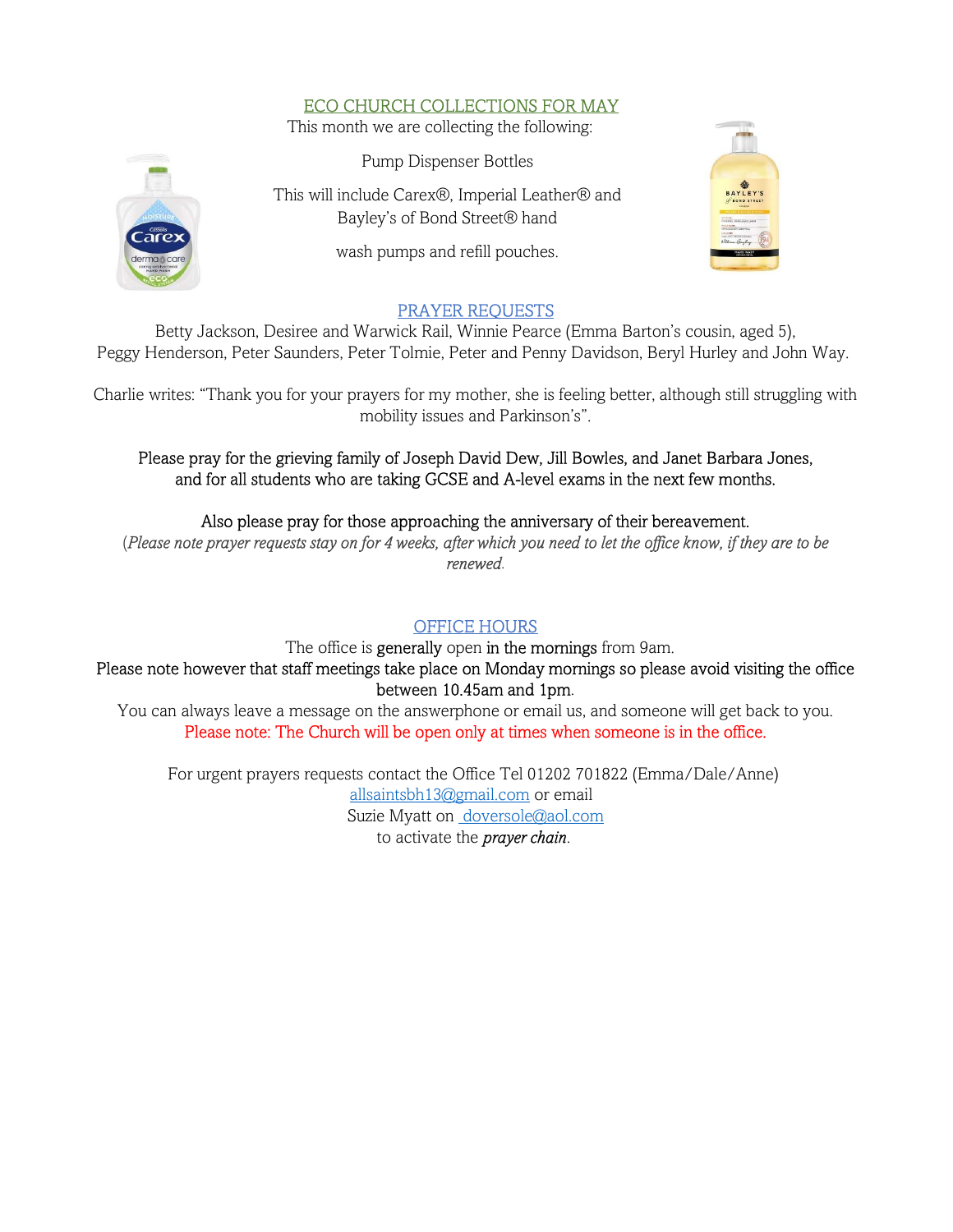## ECO CHURCH COLLECTIONS FOR MAY

This month we are collecting the following:

Pump Dispenser Bottles

This will include Carex®, Imperial Leather® and Bayley's of Bond Street® hand

wash pumps and refill pouches.

## PRAYER REQUESTS

Betty Jackson, Desiree and Warwick Rail, Winnie Pearce (Emma Barton's cousin, aged 5), Peggy Henderson, Peter Saunders, Peter Tolmie, Peter and Penny Davidson, Beryl Hurley and John Way.

Charlie writes: "Thank you for your prayers for my mother, she is feeling better, although still struggling with mobility issues and Parkinson's".

Please pray for the grieving family of Joseph David Dew, Jill Bowles, and Janet Barbara Jones, and for all students who are taking GCSE and A-level exams in the next few months.

Also please pray for those approaching the anniversary of their bereavement.
(*Please note prayer requests stay on for 4 weeks, after which you need to let the office know, if they are to be renewed*.

## OFFICE HOURS

The office is generally open in the mornings from 9am.
Please note however that staff meetings take place on Monday mornings so please avoid visiting the office between 10.45am and 1pm.
You can always leave a message on the answerphone or email us, and someone will get back to you.
Please note: The Church will be open only at times when someone is in the office.

For urgent prayers requests contact the Office Tel 01202 701822 (Emma/Dale/Anne)
allsaintsbh13@gmail.com or email
Suzie Myatt on doversole@aol.com
to activate the ***prayer chain***.